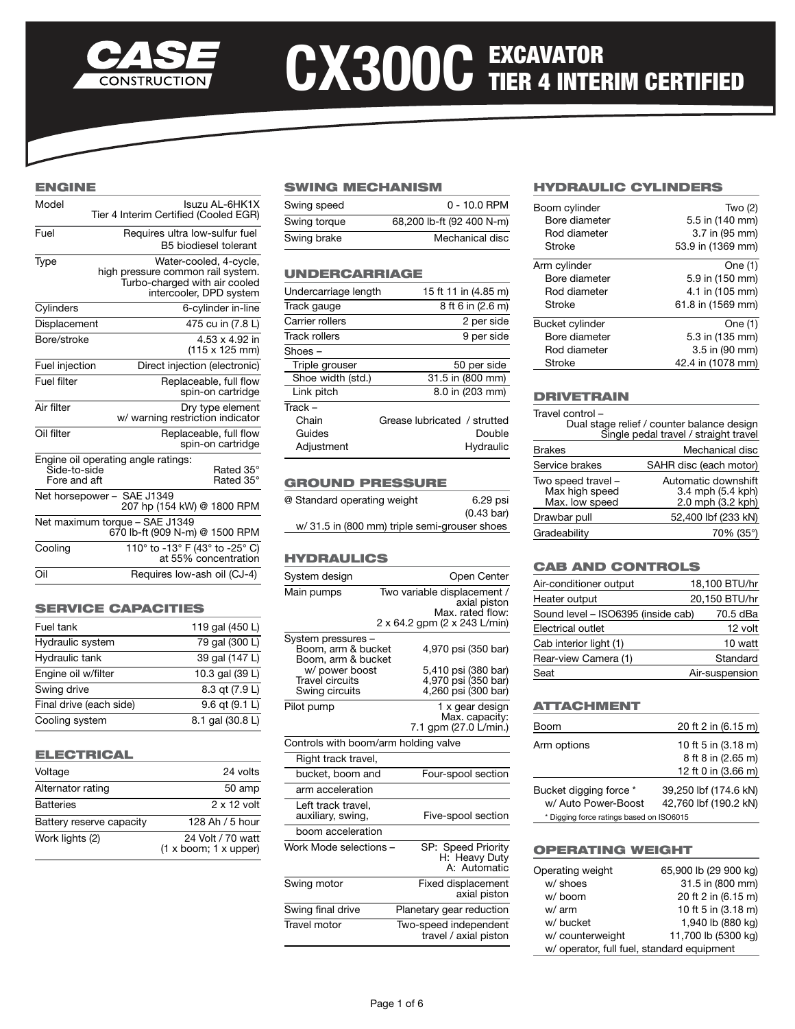# CASE CONSTRUCTION CX300C EXCAVATOR TIER 4 INTERIM CERTIFIED

## ENGINE

| | |
|---|---|
| Model | Isuzu AL-6HK1X Tier 4 Interim Certified (Cooled EGR) |
| Fuel | Requires ultra low-sulfur fuel B5 biodiesel tolerant |
| Type | Water-cooled, 4-cycle, high pressure common rail system. Turbo-charged with air cooled intercooler, DPD system |
| Cylinders | 6-cylinder in-line |
| Displacement | 475 cu in (7.8 L) |
| Bore/stroke | 4.53 x 4.92 in (115 x 125 mm) |
| Fuel injection | Direct injection (electronic) |
| Fuel filter | Replaceable, full flow spin-on cartridge |
| Air filter | Dry type element w/ warning restriction indicator |
| Oil filter | Replaceable, full flow spin-on cartridge |
| Engine oil operating angle ratings: | |
| Side-to-side | Rated 35° |
| Fore and aft | Rated 35° |
| Net horsepower – SAE J1349 | 207 hp (154 kW) @ 1800 RPM |
| Net maximum torque – SAE J1349 | 670 lb-ft (909 N-m) @ 1500 RPM |
| Cooling | 110° to -13° F (43° to -25° C) at 55% concentration |
| Oil | Requires low-ash oil (CJ-4) |

## SERVICE CAPACITIES

| | |
|---|---|
| Fuel tank | 119 gal (450 L) |
| Hydraulic system | 79 gal (300 L) |
| Hydraulic tank | 39 gal (147 L) |
| Engine oil w/filter | 10.3 gal (39 L) |
| Swing drive | 8.3 qt (7.9 L) |
| Final drive (each side) | 9.6 qt (9.1 L) |
| Cooling system | 8.1 gal (30.8 L) |

## ELECTRICAL

| | |
|---|---|
| Voltage | 24 volts |
| Alternator rating | 50 amp |
| Batteries | 2 x 12 volt |
| Battery reserve capacity | 128 Ah / 5 hour |
| Work lights (2) | 24 Volt / 70 watt (1 x boom; 1 x upper) |

## SWING MECHANISM

| | |
|---|---|
| Swing speed | 0 - 10.0 RPM |
| Swing torque | 68,200 lb-ft (92 400 N-m) |
| Swing brake | Mechanical disc |

## UNDERCARRIAGE

| | |
|---|---|
| Undercarriage length | 15 ft 11 in (4.85 m) |
| Track gauge | 8 ft 6 in (2.6 m) |
| Carrier rollers | 2 per side |
| Track rollers | 9 per side |
| Shoes – | |
| Triple grouser | 50 per side |
| Shoe width (std.) | 31.5 in (800 mm) |
| Link pitch | 8.0 in (203 mm) |
| Track – | |
| Chain | Grease lubricated / strutted |
| Guides | Double |
| Adjustment | Hydraulic |

## GROUND PRESSURE

| | |
|---|---|
| @ Standard operating weight | 6.29 psi (0.43 bar) |
| w/ 31.5 in (800 mm) triple semi-grouser shoes | |

## HYDRAULICS

| | |
|---|---|
| System design | Open Center |
| Main pumps | Two variable displacement / axial piston<br>Max. rated flow: 2 x 64.2 gpm (2 x 243 L/min) |
| System pressures – | |
| Boom, arm & bucket | 4,970 psi (350 bar) |
| Boom, arm & bucket w/ power boost | 5,410 psi (380 bar) |
| Travel circuits | 4,970 psi (350 bar) |
| Swing circuits | 4,260 psi (300 bar) |
| Pilot pump | 1 x gear design<br>Max. capacity: 7.1 gpm (27.0 L/min.) |
| Controls with boom/arm holding valve | |
| Right track travel, bucket, boom and arm acceleration | Four-spool section |
| Left track travel, auxiliary, swing, boom acceleration | Five-spool section |
| Work Mode selections – | SP: Speed Priority<br>H: Heavy Duty<br>A: Automatic |
| Swing motor | Fixed displacement axial piston |
| Swing final drive | Planetary gear reduction |
| Travel motor | Two-speed independent travel / axial piston |

## HYDRAULIC CYLINDERS

| | |
|---|---|
| Boom cylinder | Two (2) |
| Bore diameter | 5.5 in (140 mm) |
| Rod diameter | 3.7 in (95 mm) |
| Stroke | 53.9 in (1369 mm) |
| Arm cylinder | One (1) |
| Bore diameter | 5.9 in (150 mm) |
| Rod diameter | 4.1 in (105 mm) |
| Stroke | 61.8 in (1569 mm) |
| Bucket cylinder | One (1) |
| Bore diameter | 5.3 in (135 mm) |
| Rod diameter | 3.5 in (90 mm) |
| Stroke | 42.4 in (1078 mm) |

## DRIVETRAIN

| | |
|---|---|
| Travel control – | Dual stage relief / counter balance design<br>Single pedal travel / straight travel |
| Brakes | Mechanical disc |
| Service brakes | SAHR disc (each motor) |
| Two speed travel – | Automatic downshift |
| Max high speed | 3.4 mph (5.4 kph) |
| Max. low speed | 2.0 mph (3.2 kph) |
| Drawbar pull | 52,400 lbf (233 kN) |
| Gradeability | 70% (35°) |

## CAB AND CONTROLS

| | |
|---|---|
| Air-conditioner output | 18,100 BTU/hr |
| Heater output | 20,150 BTU/hr |
| Sound level – ISO6395 (inside cab) | 70.5 dBa |
| Electrical outlet | 12 volt |
| Cab interior light (1) | 10 watt |
| Rear-view Camera (1) | Standard |
| Seat | Air-suspension |

## ATTACHMENT

| | |
|---|---|
| Boom | 20 ft 2 in (6.15 m) |
| Arm options | 10 ft 5 in (3.18 m)<br>8 ft 8 in (2.65 m)<br>12 ft 0 in (3.66 m) |
| Bucket digging force * | 39,250 lbf (174.6 kN) |
| w/ Auto Power-Boost | 42,760 lbf (190.2 kN) |

* Digging force ratings based on ISO6015

## OPERATING WEIGHT

| | |
|---|---|
| Operating weight | 65,900 lb (29 900 kg) |
| w/ shoes | 31.5 in (800 mm) |
| w/ boom | 20 ft 2 in (6.15 m) |
| w/ arm | 10 ft 5 in (3.18 m) |
| w/ bucket | 1,940 lb (880 kg) |
| w/ counterweight | 11,700 lb (5300 kg) |
| w/ operator, full fuel, standard equipment | |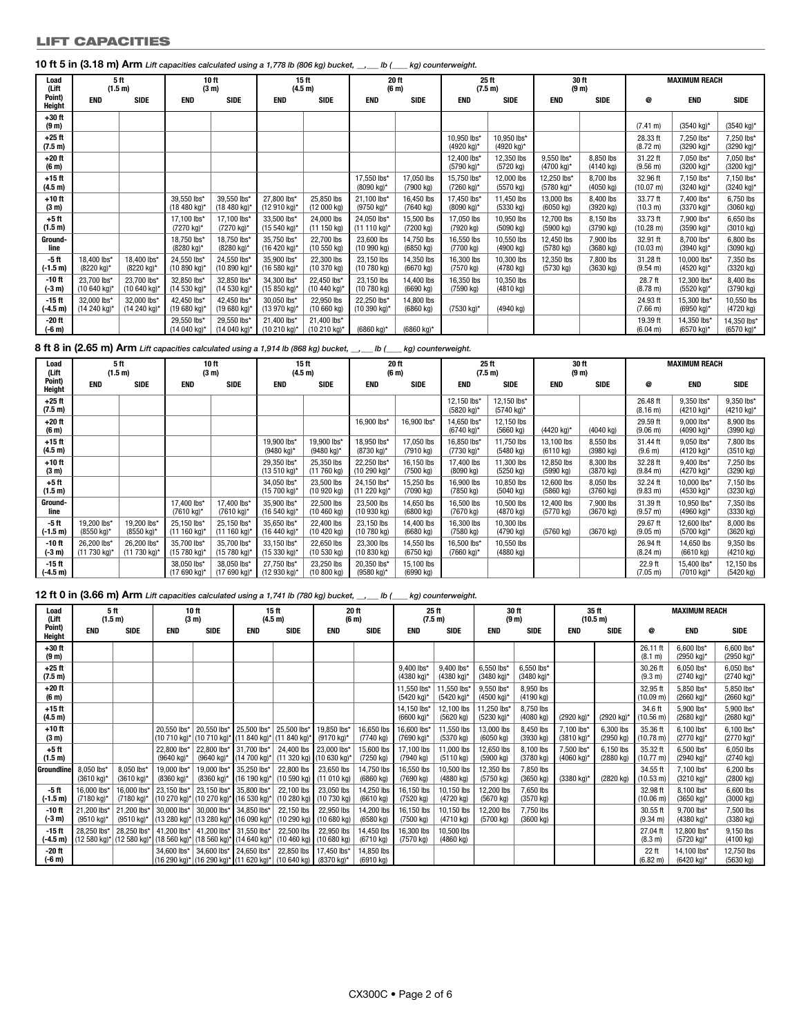## LIFT CAPACITIES

**10 ft 5 in (3.18 m) Arm** *Lift capacities calculated using a 1,778 lb (806 kg) bucket, __,___ lb (____ kg) counterweight.*

| Load (Lift Point) Height | 5 ft (1.5 m) | | 10 ft (3 m) | | 15 ft (4.5 m) | | 20 ft (6 m) | | 25 ft (7.5 m) | | 30 ft (9 m) | | MAXIMUM REACH | | |
|---|---|---|---|---|---|---|---|---|---|---|---|---|---|---|---|
| | END | SIDE | END | SIDE | END | SIDE | END | SIDE | END | SIDE | END | SIDE | @ | END | SIDE |
| +30 ft (9 m) | | | | | | | | | | | | | (7.41 m) | (3540 kg)* | (3540 kg)* |
| +25 ft (7.5 m) | | | | | | | | | 10,950 lbs* (4920 kg)* | 10,950 lbs* (4920 kg)* | | | 28.33 ft (8.72 m) | 7,250 lbs* (3290 kg)* | 7,250 lbs* (3290 kg)* |
| +20 ft (6 m) | | | | | | | | | 12,400 lbs* (5790 kg)* | 12,350 lbs (5720 kg) | 9,550 lbs* (4700 kg)* | 8,850 lbs (4140 kg) | 31.22 ft (9.56 m) | 7,050 lbs* (3200 kg)* | 7,050 lbs* (3200 kg)* |
| +15 ft (4.5 m) | | | | | | | 17,550 lbs* (8090 kg)* | 17,050 lbs (7900 kg) | 15,750 lbs* (7260 kg)* | 12,000 lbs (5570 kg) | 12,250 lbs* (5780 kg)* | 8,700 lbs (4050 kg) | 32.96 ft (10.07 m) | 7,150 lbs* (3240 kg)* | 7,150 lbs* (3240 kg)* |
| +10 ft (3 m) | | | 39,550 lbs* (18 480 kg)* | 39,550 lbs* (18 480 kg)* | 27,800 lbs* (12 910 kg)* | 25,850 lbs (12 000 kg) | 21,100 lbs* (9750 kg)* | 16,450 lbs (7640 kg) | 17,450 lbs* (8090 kg)* | 11,450 lbs (5330 kg) | 13,000 lbs (6050 kg) | 8,400 lbs (3920 kg) | 33.77 ft (10.3 m) | 7,400 lbs* (3370 kg)* | 6,750 lbs (3060 kg) |
| +5 ft (1.5 m) | | | 17,100 lbs* (7270 kg)* | 17,100 lbs* (7270 kg)* | 33,500 lbs* (15 540 kg)* | 24,000 lbs (11 150 kg) | 24,050 lbs* (11 110 kg)* | 15,500 lbs (7200 kg) | 17,050 lbs (7920 kg) | 10,950 lbs (5090 kg) | 12,700 lbs (5900 kg) | 8,150 lbs (3790 kg) | 33.73 ft (10.28 m) | 7,900 lbs* (3590 kg)* | 6,650 lbs (3010 kg) |
| Ground-line | | | 18,750 lbs* (8280 kg)* | 18,750 lbs* (8280 kg)* | 35,750 lbs* (16 420 kg)* | 22,700 lbs (10 550 kg) | 23,600 lbs (10 990 kg) | 14,750 lbs (6850 kg) | 16,550 lbs (7700 kg) | 10,550 lbs (4900 kg) | 12,450 lbs (5780 kg) | 7,900 lbs (3680 kg) | 32.91 ft (10.03 m) | 8,700 lbs* (3940 kg)* | 6,800 lbs (3090 kg) |
| -5 ft (-1.5 m) | 18,400 lbs* (8220 kg)* | 18,400 lbs* (8220 kg)* | 24,550 lbs* (10 890 kg)* | 24,550 lbs* (10 890 kg)* | 35,900 lbs* (16 580 kg)* | 22,300 lbs (10 370 kg) | 23,150 lbs (10 780 kg) | 14,350 lbs (6670 kg) | 16,300 lbs (7570 kg) | 10,300 lbs (4780 kg) | 12,350 lbs (5730 kg) | 7,800 lbs (3630 kg) | 31.28 ft (9.54 m) | 10,000 lbs* (4520 kg)* | 7,350 lbs (3320 kg) |
| -10 ft (-3 m) | 23,700 lbs* (10 640 kg)* | 23,700 lbs* (10 640 kg)* | 32,850 lbs* (14 530 kg)* | 32,850 lbs* (14 530 kg)* | 34,300 lbs* (15 850 kg)* | 22,450 lbs* (10 440 kg)* | 23,150 lbs (10 780 kg) | 14,400 lbs (6690 kg) | 16,350 lbs (7590 kg) | 10,350 lbs (4810 kg) | | | 28.7 ft (8.78 m) | 12,300 lbs* (5520 kg)* | 8,400 lbs (3790 kg) |
| -15 ft (-4.5 m) | 32,000 lbs* (14 240 kg)* | 32,000 lbs* (14 240 kg)* | 42,450 lbs* (19 680 kg)* | 42,450 lbs* (19 680 kg)* | 30,050 lbs* (13 970 kg)* | 22,950 lbs (10 660 kg) | 22,250 lbs* (10 390 kg)* | 14,800 lbs (6860 kg) | (7530 kg)* | (4940 kg) | | | 24.93 ft (7.66 m) | 15,300 lbs* (6950 kg)* | 10,550 lbs (4720 kg) |
| -20 ft (-6 m) | | | 29,550 lbs* (14 040 kg)* | 29,550 lbs* (14 040 kg)* | 21,400 lbs* (10 210 kg)* | 21,400 lbs* (10 210 kg)* | (6860 kg)* | (6860 kg)* | | | | | 19.39 ft (6.04 m) | 14,350 lbs* (6570 kg)* | 14,350 lbs* (6570 kg)* |

**8 ft 8 in (2.65 m) Arm** *Lift capacities calculated using a 1,914 lb (868 kg) bucket, __,___ lb (____ kg) counterweight.*

| Load (Lift Point) Height | 5 ft (1.5 m) | | 10 ft (3 m) | | 15 ft (4.5 m) | | 20 ft (6 m) | | 25 ft (7.5 m) | | 30 ft (9 m) | | MAXIMUM REACH | | |
|---|---|---|---|---|---|---|---|---|---|---|---|---|---|---|---|
| | END | SIDE | END | SIDE | END | SIDE | END | SIDE | END | SIDE | END | SIDE | @ | END | SIDE |
| +25 ft (7.5 m) | | | | | | | | | 12,150 lbs* (5820 kg)* | 12,150 lbs* (5740 kg)* | | | 26.48 ft (8.16 m) | 9,350 lbs* (4210 kg)* | 9,350 lbs* (4210 kg)* |
| +20 ft (6 m) | | | | | | | 16,900 lbs* | 16,900 lbs* | 14,650 lbs* (6740 kg)* | 12,150 lbs (5660 kg) | (4420 kg)* | (4040 kg) | 29.59 ft (9.06 m) | 9,000 lbs* (4090 kg)* | 8,900 lbs (3990 kg) |
| +15 ft (4.5 m) | | | | | 19,900 lbs* (9480 kg)* | 19,900 lbs* (9480 kg)* | 18,950 lbs* (8730 kg)* | 17,050 lbs (7910 kg) | 16,850 lbs* (7730 kg)* | 11,750 lbs (5480 kg) | 13,100 lbs (6110 kg) | 8,550 lbs (3980 kg) | 31.44 ft (9.6 m) | 9,050 lbs* (4120 kg)* | 7,800 lbs (3510 kg) |
| +10 ft (3 m) | | | | | 29,350 lbs* (13 510 kg)* | 25,350 lbs (11 760 kg) | 22,250 lbs* (10 290 kg)* | 16,150 lbs (7500 kg) | 17,400 lbs (8090 kg) | 11,300 lbs (5250 kg) | 12,850 lbs (5990 kg) | 8,300 lbs (3870 kg) | 32.28 ft (9.84 m) | 9,400 lbs* (4270 kg)* | 7,250 lbs (3290 kg) |
| +5 ft (1.5 m) | | | | | 34,050 lbs* (15 700 kg)* | 23,500 lbs (10 920 kg) | 24,150 lbs* (11 220 kg)* | 15,250 lbs (7090 kg) | 16,900 lbs (7850 kg) | 10,850 lbs (5040 kg) | 12,600 lbs (5860 kg) | 8,050 lbs (3760 kg) | 32.24 ft (9.83 m) | 10,000 lbs* (4530 kg)* | 7,150 lbs (3230 kg) |
| Ground-line | | | 17,400 lbs* (7610 kg)* | 17,400 lbs* (7610 kg)* | 35,900 lbs* (16 540 kg)* | 22,500 lbs (10 460 kg) | 23,500 lbs (10 930 kg) | 14,650 lbs (6800 kg) | 16,500 lbs (7670 kg) | 10,500 lbs (4870 kg) | 12,400 lbs (5770 kg) | 7,900 lbs (3670 kg) | 31.39 ft (9.57 m) | 10,950 lbs* (4960 kg)* | 7,350 lbs (3330 kg) |
| -5 ft (-1.5 m) | 19,200 lbs* (8550 kg)* | 19,200 lbs* (8550 kg)* | 25,150 lbs* (11 160 kg)* | 25,150 lbs* (11 160 kg)* | 35,650 lbs* (16 440 kg)* | 22,400 lbs (10 420 kg) | 23,150 lbs (10 780 kg) | 14,400 lbs (6680 kg) | 16,300 lbs (7580 kg) | 10,300 lbs (4790 kg) | (5760 kg) | (3670 kg) | 29.67 ft (9.05 m) | 12,600 lbs* (5700 kg)* | 8,000 lbs (3620 kg) |
| -10 ft (-3 m) | 26,200 lbs* (11 730 kg)* | 26,200 lbs* (11 730 kg)* | 35,700 lbs* (15 780 kg)* | 35,700 lbs* (15 780 kg)* | 33,150 lbs* (15 330 kg)* | 22,650 lbs (10 530 kg) | 23,300 lbs (10 830 kg) | 14,550 lbs (6750 kg) | 16,500 lbs* (7660 kg)* | 10,550 lbs (4880 kg) | | | 26.94 ft (8.24 m) | 14,650 lbs (6610 kg) | 9,350 lbs (4210 kg) |
| -15 ft (-4.5 m) | | | 38,050 lbs* (17 690 kg)* | 38,050 lbs* (17 690 kg)* | 27,750 lbs* (12 930 kg)* | 23,250 lbs (10 800 kg) | 20,350 lbs* (9580 kg)* | 15,100 lbs (6990 kg) | | | | | 22.9 ft (7.05 m) | 15,400 lbs* (7010 kg)* | 12,150 lbs (5420 kg) |

**12 ft 0 in (3.66 m) Arm** *Lift capacities calculated using a 1,741 lb (780 kg) bucket, __,___ lb (____ kg) counterweight.*

| Load (Lift Point) Height | 5 ft (1.5 m) | | 10 ft (3 m) | | 15 ft (4.5 m) | | 20 ft (6 m) | | 25 ft (7.5 m) | | 30 ft (9 m) | | 35 ft (10.5 m) | | MAXIMUM REACH | | |
|---|---|---|---|---|---|---|---|---|---|---|---|---|---|---|---|---|---|
| | END | SIDE | END | SIDE | END | SIDE | END | SIDE | END | SIDE | END | SIDE | END | SIDE | @ | END | SIDE |
| +30 ft (9 m) | | | | | | | | | | | | | | | 26.11 ft (8.1 m) | 6,600 lbs* (2950 kg)* | 6,600 lbs* (2950 kg)* |
| +25 ft (7.5 m) | | | | | | | | | 9,400 lbs* (4380 kg)* | 9,400 lbs* (4380 kg)* | 6,550 lbs* (3480 kg)* | 6,550 lbs* (3480 kg)* | | | 30.26 ft (9.3 m) | 6,050 lbs* (2740 kg)* | 6,050 lbs* (2740 kg)* |
| +20 ft (6 m) | | | | | | | | | 11,550 lbs* (5420 kg)* | 11,550 lbs* (5420 kg)* | 9,550 lbs* (4500 kg)* | 8,950 lbs (4190 kg) | | | 32.95 ft (10.09 m) | 5,850 lbs* (2660 kg)* | 5,850 lbs* (2660 kg)* |
| +15 ft (4.5 m) | | | | | | | | | 14,150 lbs* (6600 kg)* | 12,100 lbs (5620 kg) | 11,250 lbs* (5230 kg)* | 8,750 lbs (4080 kg) | (2920 kg)* | (2920 kg)* | 34.6 ft (10.56 m) | 5,900 lbs* (2680 kg)* | 5,900 lbs* (2680 kg)* |
| +10 ft (3 m) | | | 20,550 lbs* (10 710 kg)* | 20,550 lbs* (10 710 kg)* | 25,500 lbs* (11 840 kg)* | 25,500 lbs* (11 840 kg)* | 19,850 lbs* (9170 kg)* | 16,650 lbs (7740 kg) | 16,600 lbs* (7690 kg)* | 11,550 lbs (5370 kg) | 13,000 lbs (6050 kg) | 8,450 lbs (3930 kg) | 7,100 lbs* (3810 kg)* | 6,300 lbs (2950 kg) | 35.36 ft (10.78 m) | 6,100 lbs* (2770 kg)* | 6,100 lbs* (2770 kg)* |
| +5 ft (1.5 m) | | | 22,800 lbs* (9640 kg)* | 22,800 lbs* (9640 kg)* | 31,700 lbs* (14 700 kg)* | 24,400 lbs (11 320 kg) | 23,000 lbs* (10 630 kg)* | 15,600 lbs (7250 kg) | 17,100 lbs (7940 kg) | 11,000 lbs (5110 kg) | 12,650 lbs (5900 kg) | 8,100 lbs (3780 kg) | 7,500 lbs* (4060 kg)* | 6,150 lbs (2880 kg) | 35.32 ft (10.77 m) | 6,500 lbs* (2940 kg)* | 6,050 lbs (2740 kg) |
| Groundline | 8,050 lbs* (3610 kg)* | 8,050 lbs* (3610 kg)* | 19,000 lbs* (8360 kg)* | 19,000 lbs* (8360 kg)* | 35,250 lbs* (16 190 kg)* | 22,800 lbs (10 590 kg) | 23,650 lbs (11 010 kg) | 14,750 lbs (6860 kg) | 16,550 lbs (7690 kg) | 10,500 lbs (4880 kg) | 12,350 lbs (5750 kg) | 7,850 lbs (3650 kg) | (3380 kg)* | (2820 kg) | 34.55 ft (10.53 m) | 7,100 lbs* (3210 kg)* | 6,200 lbs (2800 kg) |
| -5 ft (-1.5 m) | 16,000 lbs* (7180 kg)* | 16,000 lbs* (7180 kg)* | 23,150 lbs* (10 270 kg)* | 23,150 lbs* (10 270 kg)* | 35,800 lbs* (16 530 kg)* | 22,100 lbs (10 280 kg) | 23,050 lbs (10 730 kg) | 14,250 lbs (6610 kg) | 16,150 lbs (7520 kg) | 10,150 lbs (4720 kg) | 12,200 lbs (5670 kg) | 7,650 lbs (3570 kg) | | | 32.98 ft (10.06 m) | 8,100 lbs* (3650 kg)* | 6,600 lbs (3000 kg) |
| -10 ft (-3 m) | 21,200 lbs* (9510 kg)* | 21,200 lbs* (9510 kg)* | 30,000 lbs* (13 280 kg)* | 30,000 lbs* (13 280 kg)* | 34,850 lbs* (16 090 kg)* | 22,150 lbs (10 290 kg) | 22,950 lbs (10 680 kg) | 14,200 lbs (6580 kg) | 16,150 lbs (7500 kg) | 10,150 lbs (4710 kg) | 12,200 lbs (5700 kg) | 7,750 lbs (3600 kg) | | | 30.55 ft (9.34 m) | 9,700 lbs* (4380 kg)* | 7,500 lbs (3380 kg) |
| -15 ft (-4.5 m) | 28,250 lbs* (12 580 kg)* | 28,250 lbs* (12 580 kg)* | 41,200 lbs* (18 560 kg)* | 41,200 lbs* (18 560 kg)* | 31,550 lbs* (14 640 kg)* | 22,500 lbs (10 460 kg) | 22,950 lbs (10 680 kg) | 14,450 lbs (6710 kg) | 16,300 lbs (7570 kg) | 10,500 lbs (4860 kg) | | | | | 27.04 ft (8.3 m) | 12,800 lbs* (5720 kg)* | 9,150 lbs (4100 kg) |
| -20 ft (-6 m) | | | 34,600 lbs* (16 290 kg)* | 34,600 lbs* (16 290 kg)* | 24,650 lbs* (11 620 kg)* | 22,850 lbs (10 640 kg) | 17,450 lbs* (8370 kg)* | 14,850 lbs (6910 kg) | | | | | | | 22 ft (6.82 m) | 14,100 lbs* (6420 kg)* | 12,750 lbs (5630 kg) |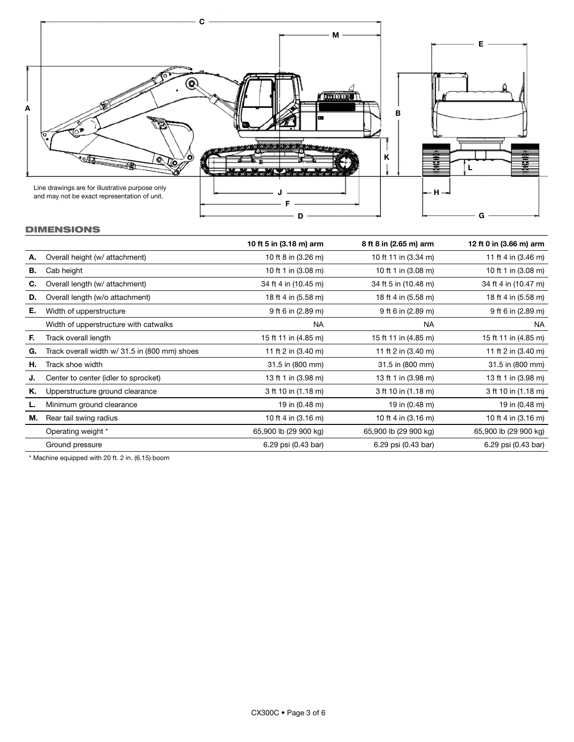Line drawings are for illustrative purpose only and may not be exact representation of unit.

## DIMENSIONS

| | | 10 ft 5 in (3.18 m) arm | 8 ft 8 in (2.65 m) arm | 12 ft 0 in (3.66 m) arm |
|---|---|---|---|---|
| **A.** | Overall height (w/ attachment) | 10 ft 8 in (3.26 m) | 10 ft 11 in (3.34 m) | 11 ft 4 in (3.46 m) |
| **B.** | Cab height | 10 ft 1 in (3.08 m) | 10 ft 1 in (3.08 m) | 10 ft 1 in (3.08 m) |
| **C.** | Overall length (w/ attachment) | 34 ft 4 in (10.45 m) | 34 ft 5 in (10.48 m) | 34 ft 4 in (10.47 m) |
| **D.** | Overall length (w/o attachment) | 18 ft 4 in (5.58 m) | 18 ft 4 in (5.58 m) | 18 ft 4 in (5.58 m) |
| **E.** | Width of upperstructure | 9 ft 6 in (2.89 m) | 9 ft 6 in (2.89 m) | 9 ft 6 in (2.89 m) |
| | Width of upperstructure with catwalks | NA | NA | NA |
| **F.** | Track overall length | 15 ft 11 in (4.85 m) | 15 ft 11 in (4.85 m) | 15 ft 11 in (4.85 m) |
| **G.** | Track overall width w/ 31.5 in (800 mm) shoes | 11 ft 2 in (3.40 m) | 11 ft 2 in (3.40 m) | 11 ft 2 in (3.40 m) |
| **H.** | Track shoe width | 31.5 in (800 mm) | 31.5 in (800 mm) | 31.5 in (800 mm) |
| **J.** | Center to center (idler to sprocket) | 13 ft 1 in (3.98 m) | 13 ft 1 in (3.98 m) | 13 ft 1 in (3.98 m) |
| **K.** | Upperstructure ground clearance | 3 ft 10 in (1.18 m) | 3 ft 10 in (1.18 m) | 3 ft 10 in (1.18 m) |
| **L.** | Minimum ground clearance | 19 in (0.48 m) | 19 in (0.48 m) | 19 in (0.48 m) |
| **M.** | Rear tail swing radius | 10 ft 4 in (3.16 m) | 10 ft 4 in (3.16 m) | 10 ft 4 in (3.16 m) |
| | Operating weight * | 65,900 lb (29 900 kg) | 65,900 lb (29 900 kg) | 65,900 lb (29 900 kg) |
| | Ground pressure | 6.29 psi (0.43 bar) | 6.29 psi (0.43 bar) | 6.29 psi (0.43 bar) |

* Machine equipped with 20 ft. 2 in. (6.15) boom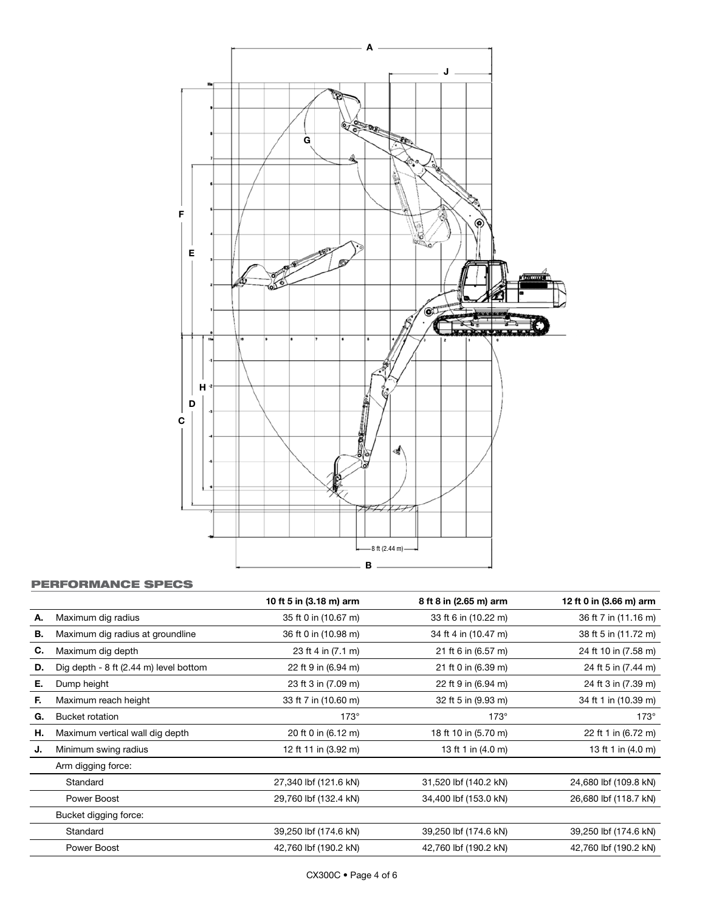## PERFORMANCE SPECS

| | | 10 ft 5 in (3.18 m) arm | 8 ft 8 in (2.65 m) arm | 12 ft 0 in (3.66 m) arm |
|---|---|---|---|---|
| **A.** | Maximum dig radius | 35 ft 0 in (10.67 m) | 33 ft 6 in (10.22 m) | 36 ft 7 in (11.16 m) |
| **B.** | Maximum dig radius at groundline | 36 ft 0 in (10.98 m) | 34 ft 4 in (10.47 m) | 38 ft 5 in (11.72 m) |
| **C.** | Maximum dig depth | 23 ft 4 in (7.1 m) | 21 ft 6 in (6.57 m) | 24 ft 10 in (7.58 m) |
| **D.** | Dig depth - 8 ft (2.44 m) level bottom | 22 ft 9 in (6.94 m) | 21 ft 0 in (6.39 m) | 24 ft 5 in (7.44 m) |
| **E.** | Dump height | 23 ft 3 in (7.09 m) | 22 ft 9 in (6.94 m) | 24 ft 3 in (7.39 m) |
| **F.** | Maximum reach height | 33 ft 7 in (10.60 m) | 32 ft 5 in (9.93 m) | 34 ft 1 in (10.39 m) |
| **G.** | Bucket rotation | 173° | 173° | 173° |
| **H.** | Maximum vertical wall dig depth | 20 ft 0 in (6.12 m) | 18 ft 10 in (5.70 m) | 22 ft 1 in (6.72 m) |
| **J.** | Minimum swing radius | 12 ft 11 in (3.92 m) | 13 ft 1 in (4.0 m) | 13 ft 1 in (4.0 m) |
| | Arm digging force: | | | |
| | Standard | 27,340 lbf (121.6 kN) | 31,520 lbf (140.2 kN) | 24,680 lbf (109.8 kN) |
| | Power Boost | 29,760 lbf (132.4 kN) | 34,400 lbf (153.0 kN) | 26,680 lbf (118.7 kN) |
| | Bucket digging force: | | | |
| | Standard | 39,250 lbf (174.6 kN) | 39,250 lbf (174.6 kN) | 39,250 lbf (174.6 kN) |
| | Power Boost | 42,760 lbf (190.2 kN) | 42,760 lbf (190.2 kN) | 42,760 lbf (190.2 kN) |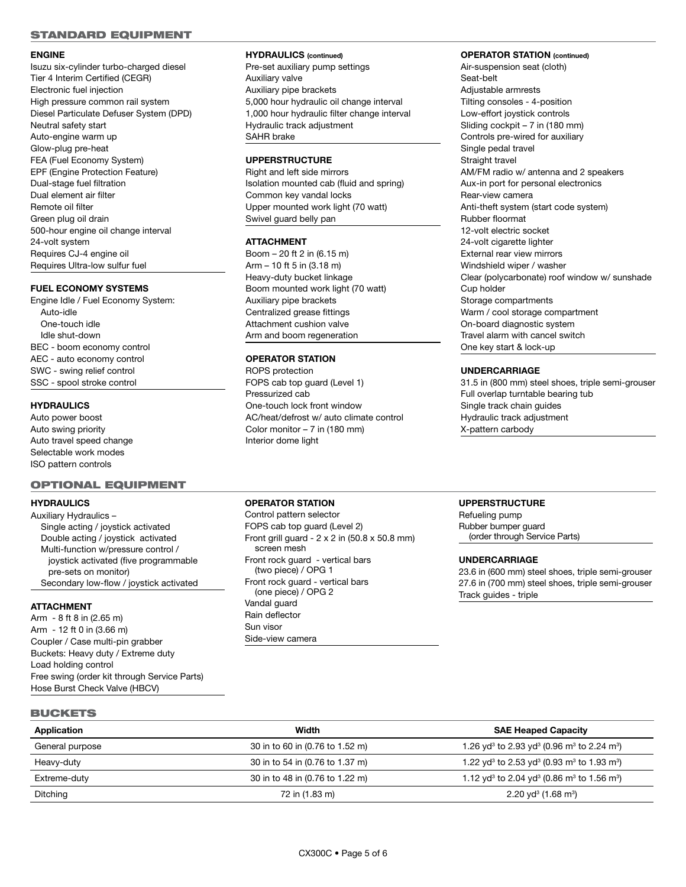## STANDARD EQUIPMENT

### ENGINE

Isuzu six-cylinder turbo-charged diesel
Tier 4 Interim Certified (CEGR)
Electronic fuel injection
High pressure common rail system
Diesel Particulate Defuser System (DPD)
Neutral safety start
Auto-engine warm up
Glow-plug pre-heat
FEA (Fuel Economy System)
EPF (Engine Protection Feature)
Dual-stage fuel filtration
Dual element air filter
Remote oil filter
Green plug oil drain
500-hour engine oil change interval
24-volt system
Requires CJ-4 engine oil
Requires Ultra-low sulfur fuel

### FUEL ECONOMY SYSTEMS

Engine Idle / Fuel Economy System:
- Auto-idle
- One-touch idle
- Idle shut-down

BEC - boom economy control
AEC - auto economy control
SWC - swing relief control
SSC - spool stroke control

### HYDRAULICS

Auto power boost
Auto swing priority
Auto travel speed change
Selectable work modes
ISO pattern controls

### HYDRAULICS (continued)

Pre-set auxiliary pump settings
Auxiliary valve
Auxiliary pipe brackets
5,000 hour hydraulic oil change interval
1,000 hour hydraulic filter change interval
Hydraulic track adjustment
SAHR brake

### UPPERSTRUCTURE

Right and left side mirrors
Isolation mounted cab (fluid and spring)
Common key vandal locks
Upper mounted work light (70 watt)
Swivel guard belly pan

### ATTACHMENT

Boom – 20 ft 2 in (6.15 m)
Arm – 10 ft 5 in (3.18 m)
Heavy-duty bucket linkage
Boom mounted work light (70 watt)
Auxiliary pipe brackets
Centralized grease fittings
Attachment cushion valve
Arm and boom regeneration

### OPERATOR STATION

ROPS protection
FOPS cab top guard (Level 1)
Pressurized cab
One-touch lock front window
AC/heat/defrost w/ auto climate control
Color monitor – 7 in (180 mm)
Interior dome light

### OPERATOR STATION (continued)

Air-suspension seat (cloth)
Seat-belt
Adjustable armrests
Tilting consoles - 4-position
Low-effort joystick controls
Sliding cockpit – 7 in (180 mm)
Controls pre-wired for auxiliary
Single pedal travel
Straight travel
AM/FM radio w/ antenna and 2 speakers
Aux-in port for personal electronics
Rear-view camera
Anti-theft system (start code system)
Rubber floormat
12-volt electric socket
24-volt cigarette lighter
External rear view mirrors
Windshield wiper / washer
Clear (polycarbonate) roof window w/ sunshade
Cup holder
Storage compartments
Warm / cool storage compartment
On-board diagnostic system
Travel alarm with cancel switch
One key start & lock-up

### UNDERCARRIAGE

31.5 in (800 mm) steel shoes, triple semi-grouser
Full overlap turntable bearing tub
Single track chain guides
Hydraulic track adjustment
X-pattern carbody

## OPTIONAL EQUIPMENT

### HYDRAULICS

Auxiliary Hydraulics –
- Single acting / joystick activated
- Double acting / joystick activated
- Multi-function w/pressure control / joystick activated (five programmable pre-sets on monitor)
- Secondary low-flow / joystick activated

### ATTACHMENT

Arm - 8 ft 8 in (2.65 m)
Arm - 12 ft 0 in (3.66 m)
Coupler / Case multi-pin grabber
Buckets: Heavy duty / Extreme duty
Load holding control
Free swing (order kit through Service Parts)
Hose Burst Check Valve (HBCV)

### OPERATOR STATION

Control pattern selector
FOPS cab top guard (Level 2)
Front grill guard - 2 x 2 in (50.8 x 50.8 mm) screen mesh
Front rock guard - vertical bars (two piece) / OPG 1
Front rock guard - vertical bars (one piece) / OPG 2
Vandal guard
Rain deflector
Sun visor
Side-view camera

### UPPERSTRUCTURE

Refueling pump
Rubber bumper guard (order through Service Parts)

### UNDERCARRIAGE

23.6 in (600 mm) steel shoes, triple semi-grouser
27.6 in (700 mm) steel shoes, triple semi-grouser
Track guides - triple

## BUCKETS

| Application | Width | SAE Heaped Capacity |
|---|---|---|
| General purpose | 30 in to 60 in (0.76 to 1.52 m) | 1.26 $yd^3$ to 2.93 $yd^3$ (0.96 $m^3$ to 2.24 $m^3$) |
| Heavy-duty | 30 in to 54 in (0.76 to 1.37 m) | 1.22 $yd^3$ to 2.53 $yd^3$ (0.93 $m^3$ to 1.93 $m^3$) |
| Extreme-duty | 30 in to 48 in (0.76 to 1.22 m) | 1.12 $yd^3$ to 2.04 $yd^3$ (0.86 $m^3$ to 1.56 $m^3$) |
| Ditching | 72 in (1.83 m) | 2.20 $yd^3$ (1.68 $m^3$) |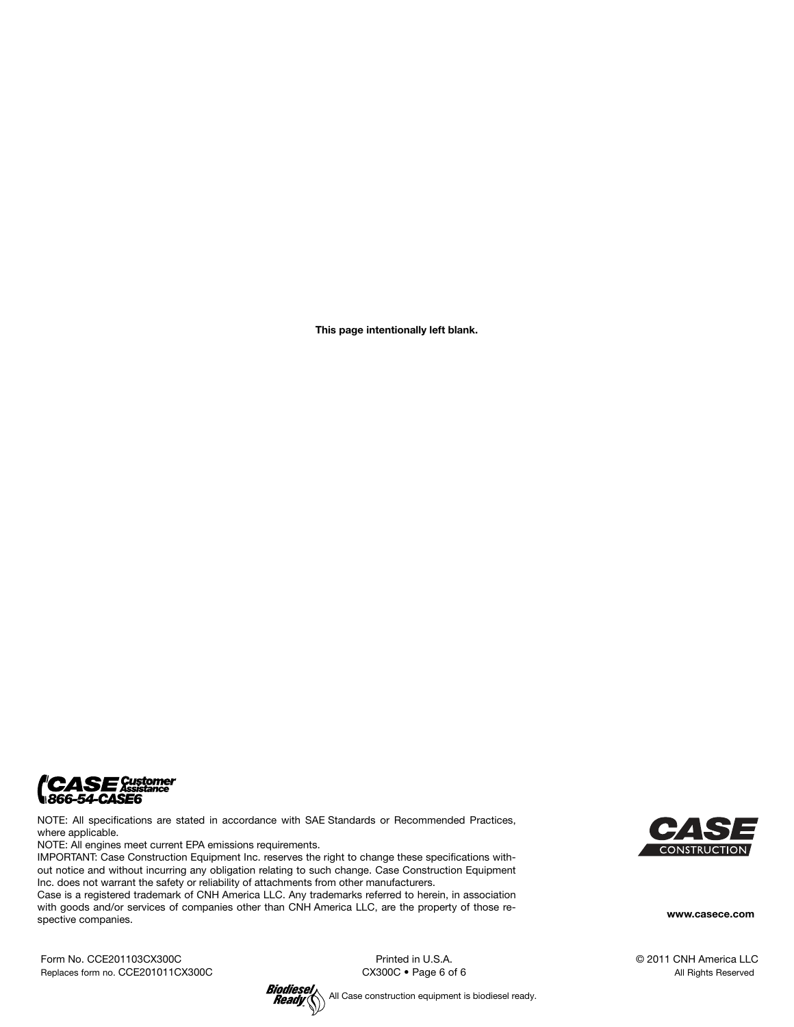**This page intentionally left blank.**

CASE Customer Assistance
866-54-CASE6

NOTE: All specifications are stated in accordance with SAE Standards or Recommended Practices, where applicable.
NOTE: All engines meet current EPA emissions requirements.
IMPORTANT: Case Construction Equipment Inc. reserves the right to change these specifications without notice and without incurring any obligation relating to such change. Case Construction Equipment Inc. does not warrant the safety or reliability of attachments from other manufacturers.
Case is a registered trademark of CNH America LLC. Any trademarks referred to herein, in association with goods and/or services of companies other than CNH America LLC, are the property of those respective companies.

CASE CONSTRUCTION

**www.casece.com**

Form No. CCE201103CX300C
Replaces form no. CCE201011CX300C

Printed in U.S.A.

© 2011 CNH America LLC
All Rights Reserved

Biodiesel Ready — All Case construction equipment is biodiesel ready.